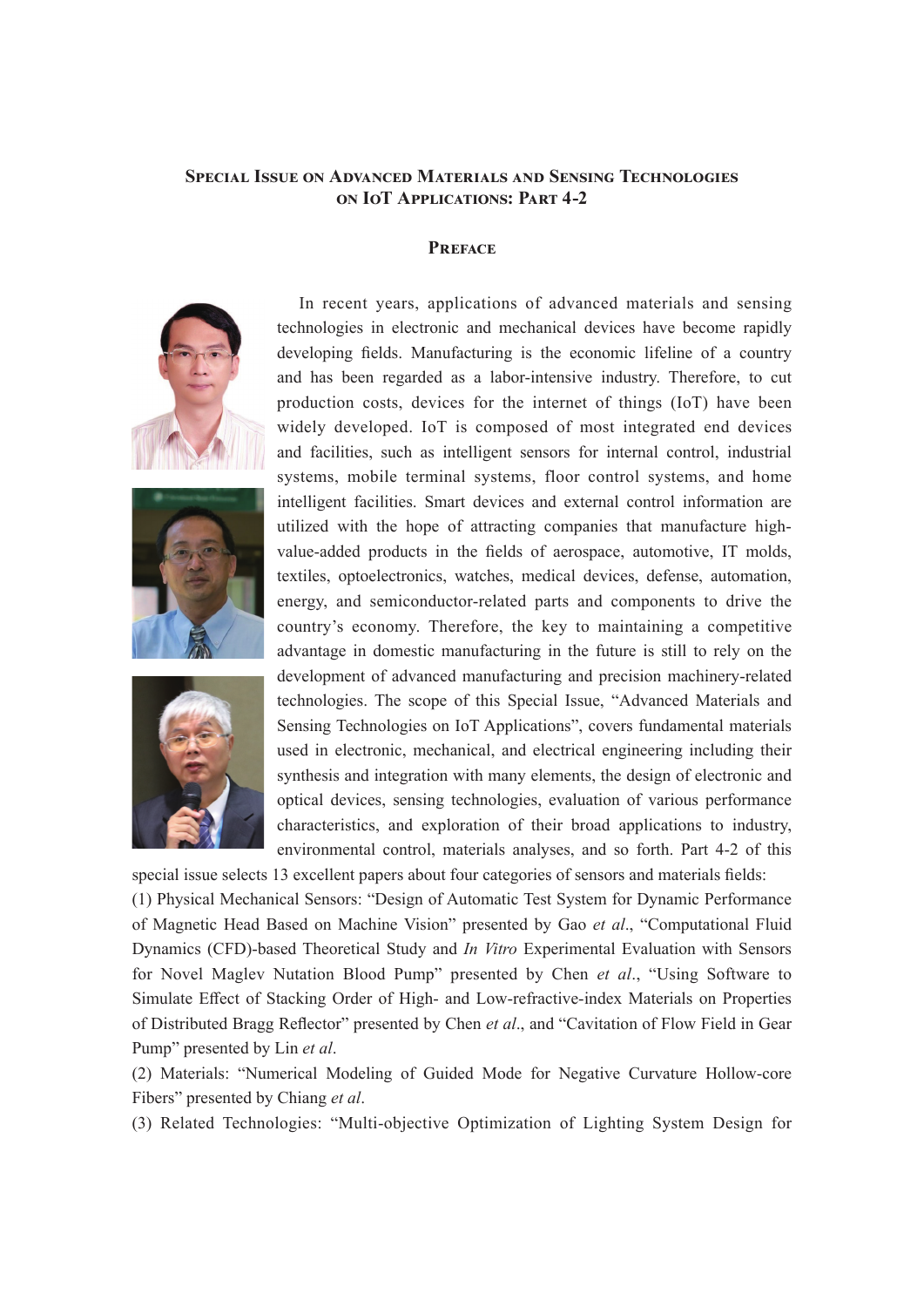# Special Issue on Advanced Materials and Sensing Technologies on IoT Applications: Part 4-2

## Preface

In recent years, applications of advanced materials and sensing technologies in electronic and mechanical devices have become rapidly developing fields. Manufacturing is the economic lifeline of a country and has been regarded as a labor-intensive industry. Therefore, to cut production costs, devices for the internet of things (IoT) have been widely developed. IoT is composed of most integrated end devices and facilities, such as intelligent sensors for internal control, industrial systems, mobile terminal systems, floor control systems, and home intelligent facilities. Smart devices and external control information are utilized with the hope of attracting companies that manufacture high-value-added products in the fields of aerospace, automotive, IT molds, textiles, optoelectronics, watches, medical devices, defense, automation, energy, and semiconductor-related parts and components to drive the country's economy. Therefore, the key to maintaining a competitive advantage in domestic manufacturing in the future is still to rely on the development of advanced manufacturing and precision machinery-related technologies. The scope of this Special Issue, "Advanced Materials and Sensing Technologies on IoT Applications", covers fundamental materials used in electronic, mechanical, and electrical engineering including their synthesis and integration with many elements, the design of electronic and optical devices, sensing technologies, evaluation of various performance characteristics, and exploration of their broad applications to industry, environmental control, materials analyses, and so forth. Part 4-2 of this special issue selects 13 excellent papers about four categories of sensors and materials fields:

(1) Physical Mechanical Sensors: "Design of Automatic Test System for Dynamic Performance of Magnetic Head Based on Machine Vision" presented by Gao *et al*., "Computational Fluid Dynamics (CFD)-based Theoretical Study and *In Vitro* Experimental Evaluation with Sensors for Novel Maglev Nutation Blood Pump" presented by Chen *et al*., "Using Software to Simulate Effect of Stacking Order of High- and Low-refractive-index Materials on Properties of Distributed Bragg Reflector" presented by Chen *et al*., and "Cavitation of Flow Field in Gear Pump" presented by Lin *et al*.

(2) Materials: "Numerical Modeling of Guided Mode for Negative Curvature Hollow-core Fibers" presented by Chiang *et al*.

(3) Related Technologies: "Multi-objective Optimization of Lighting System Design for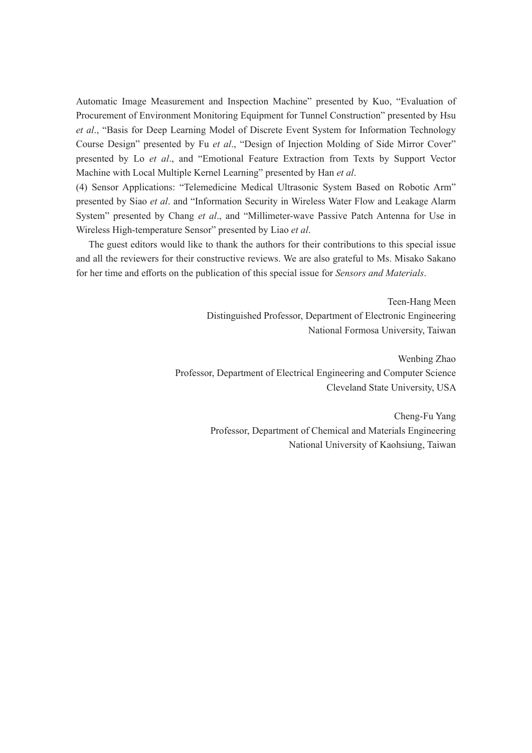Automatic Image Measurement and Inspection Machine" presented by Kuo, "Evaluation of Procurement of Environment Monitoring Equipment for Tunnel Construction" presented by Hsu *et al*., "Basis for Deep Learning Model of Discrete Event System for Information Technology Course Design" presented by Fu *et al*., "Design of Injection Molding of Side Mirror Cover" presented by Lo *et al*., and "Emotional Feature Extraction from Texts by Support Vector Machine with Local Multiple Kernel Learning" presented by Han *et al*.

(4) Sensor Applications: "Telemedicine Medical Ultrasonic System Based on Robotic Arm" presented by Siao *et al*. and "Information Security in Wireless Water Flow and Leakage Alarm System" presented by Chang *et al*., and "Millimeter-wave Passive Patch Antenna for Use in Wireless High-temperature Sensor" presented by Liao *et al*.

The guest editors would like to thank the authors for their contributions to this special issue and all the reviewers for their constructive reviews. We are also grateful to Ms. Misako Sakano for her time and efforts on the publication of this special issue for *Sensors and Materials*.

Teen-Hang Meen
Distinguished Professor, Department of Electronic Engineering
National Formosa University, Taiwan

Wenbing Zhao
Professor, Department of Electrical Engineering and Computer Science
Cleveland State University, USA

Cheng-Fu Yang
Professor, Department of Chemical and Materials Engineering
National University of Kaohsiung, Taiwan